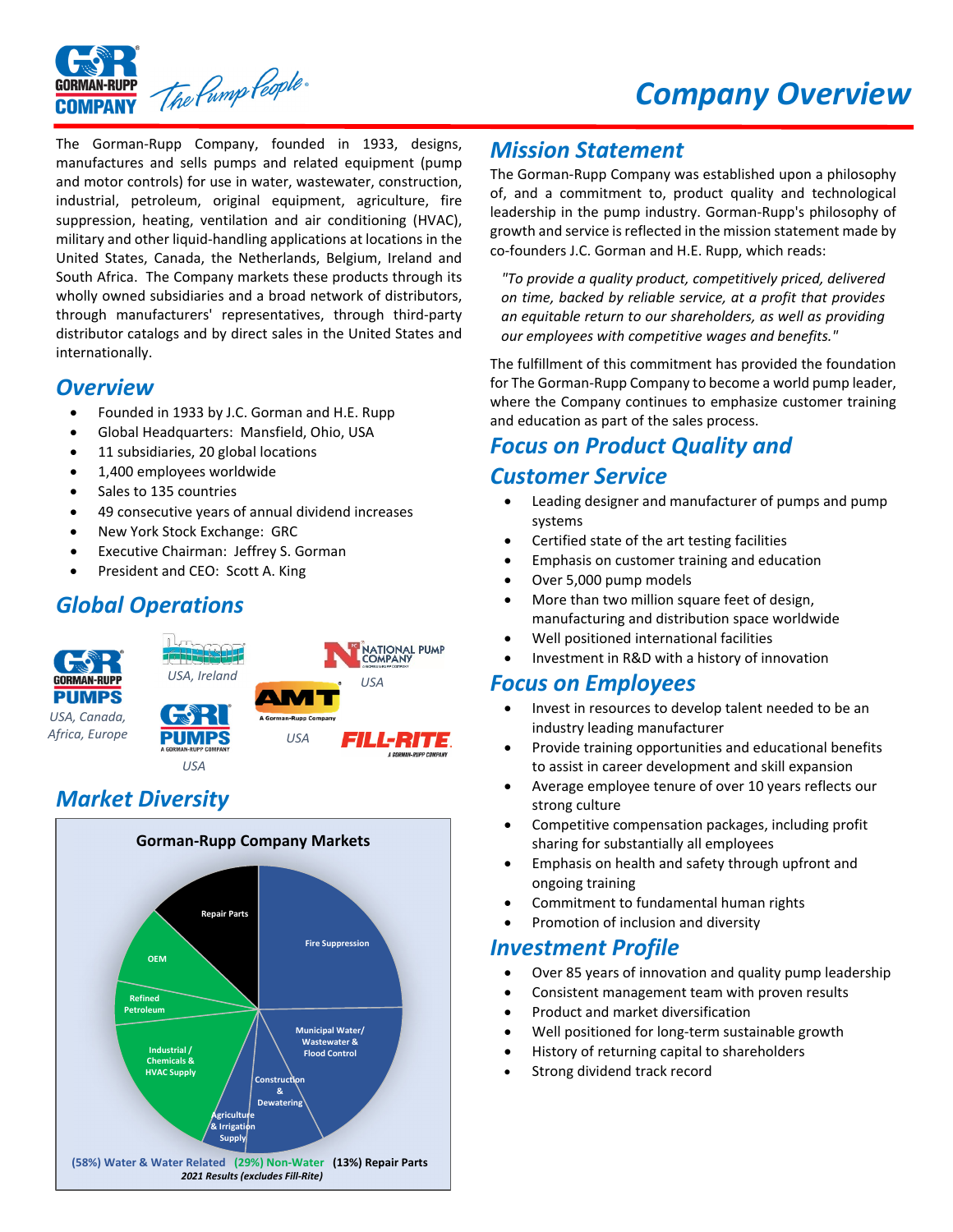# Company Overview

The Gorman-Rupp Company, founded in 1933, designs, manufactures and sells pumps and related equipment (pump and motor controls) for use in water, wastewater, construction, industrial, petroleum, original equipment, agriculture, fire suppression, heating, ventilation and air conditioning (HVAC), military and other liquid-handling applications at locations in the United States, Canada, the Netherlands, Belgium, Ireland and South Africa. The Company markets these products through its wholly owned subsidiaries and a broad network of distributors, through manufacturers' representatives, through third-party distributor catalogs and by direct sales in the United States and internationally.

## Overview

- Founded in 1933 by J.C. Gorman and H.E. Rupp
- Global Headquarters: Mansfield, Ohio, USA
- 11 subsidiaries, 20 global locations
- 1,400 employees worldwide
- Sales to 135 countries
- 49 consecutive years of annual dividend increases
- New York Stock Exchange: GRC
- Executive Chairman: Jeffrey S. Gorman
- President and CEO: Scott A. King

## Global Operations

- Gorman-Rupp Pumps: *USA, Canada, Africa, Europe*
- *USA, Ireland*
- GRI Pumps: *USA*
- AMT: *USA*
- National Pump Company: *USA*
- Fill-Rite

## Market Diversity

**Gorman-Rupp Company Markets**

Fire Suppression; Municipal Water/Wastewater & Flood Control; Construction & Dewatering; Agriculture & Irrigation Supply; Industrial / Chemicals & HVAC Supply; Refined Petroleum; OEM; Repair Parts

(58%) Water & Water Related (29%) Non-Water (13%) Repair Parts

*2021 Results (excludes Fill-Rite)*

## Mission Statement

The Gorman-Rupp Company was established upon a philosophy of, and a commitment to, product quality and technological leadership in the pump industry. Gorman-Rupp's philosophy of growth and service is reflected in the mission statement made by co-founders J.C. Gorman and H.E. Rupp, which reads:

*"To provide a quality product, competitively priced, delivered on time, backed by reliable service, at a profit that provides an equitable return to our shareholders, as well as providing our employees with competitive wages and benefits."*

The fulfillment of this commitment has provided the foundation for The Gorman-Rupp Company to become a world pump leader, where the Company continues to emphasize customer training and education as part of the sales process.

## Focus on Product Quality and Customer Service

- Leading designer and manufacturer of pumps and pump systems
- Certified state of the art testing facilities
- Emphasis on customer training and education
- Over 5,000 pump models
- More than two million square feet of design, manufacturing and distribution space worldwide
- Well positioned international facilities
- Investment in R&D with a history of innovation

## Focus on Employees

- Invest in resources to develop talent needed to be an industry leading manufacturer
- Provide training opportunities and educational benefits to assist in career development and skill expansion
- Average employee tenure of over 10 years reflects our strong culture
- Competitive compensation packages, including profit sharing for substantially all employees
- Emphasis on health and safety through upfront and ongoing training
- Commitment to fundamental human rights
- Promotion of inclusion and diversity

## Investment Profile

- Over 85 years of innovation and quality pump leadership
- Consistent management team with proven results
- Product and market diversification
- Well positioned for long-term sustainable growth
- History of returning capital to shareholders
- Strong dividend track record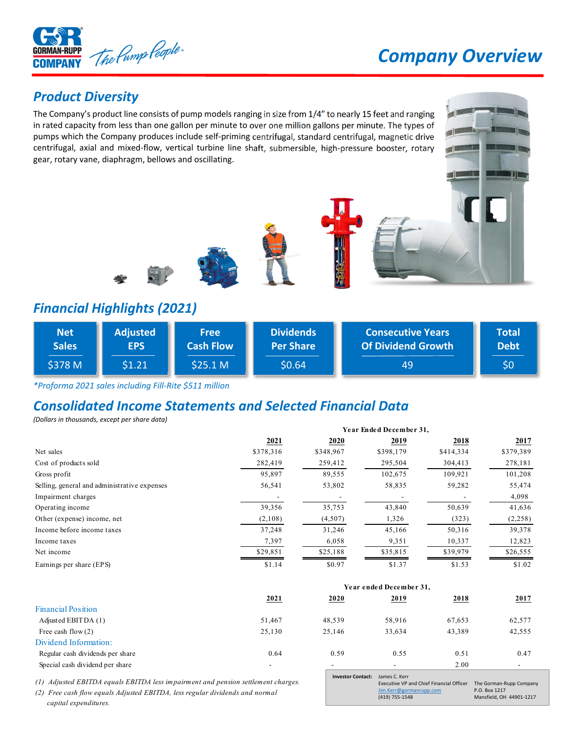GORMAN-RUPP COMPANY *The Pump People*

# Company Overview

## Product Diversity

The Company's product line consists of pump models ranging in size from 1/4" to nearly 15 feet and ranging in rated capacity from less than one gallon per minute to over one million gallons per minute. The types of pumps which the Company produces include self-priming centrifugal, standard centrifugal, magnetic drive centrifugal, axial and mixed-flow, vertical turbine line shaft, submersible, high-pressure booster, rotary gear, rotary vane, diaphragm, bellows and oscillating.

## Financial Highlights (2021)

| Net Sales | Adjusted EPS | Free Cash Flow | Dividends Per Share | Consecutive Years Of Dividend Growth | Total Debt |
|---|---|---|---|---|---|
| $378 M | $1.21 | $25.1 M | $0.64 | 49 | $0 |

*\*Proforma 2021 sales including Fill-Rite $511 million*

## Consolidated Income Statements and Selected Financial Data

*(Dollars in thousands, except per share data)*

| | Year Ended December 31, | | | | |
|---|---|---|---|---|---|
| | 2021 | 2020 | 2019 | 2018 | 2017 |
| Net sales | $378,316 | $348,967 | $398,179 | $414,334 | $379,389 |
| Cost of products sold | 282,419 | 259,412 | 295,504 | 304,413 | 278,181 |
| Gross profit | 95,897 | 89,555 | 102,675 | 109,921 | 101,208 |
| Selling, general and administrative expenses | 56,541 | 53,802 | 58,835 | 59,282 | 55,474 |
| Impairment charges | - | - | - | - | 4,098 |
| Operating income | 39,356 | 35,753 | 43,840 | 50,639 | 41,636 |
| Other (expense) income, net | (2,108) | (4,507) | 1,326 | (323) | (2,258) |
| Income before income taxes | 37,248 | 31,246 | 45,166 | 50,316 | 39,378 |
| Income taxes | 7,397 | 6,058 | 9,351 | 10,337 | 12,823 |
| Net income | $29,851 | $25,188 | $35,815 | $39,979 | $26,555 |
| Earnings per share (EPS) | $1.14 | $0.97 | $1.37 | $1.53 | $1.02 |

| | Year ended December 31, | | | | |
|---|---|---|---|---|---|
| | 2021 | 2020 | 2019 | 2018 | 2017 |
| **Financial Position** | | | | | |
| Adjusted EBITDA (1) | 51,467 | 48,539 | 58,916 | 67,653 | 62,577 |
| Free cash flow (2) | 25,130 | 25,146 | 33,634 | 43,389 | 42,555 |
| **Dividend Information:** | | | | | |
| Regular cash dividends per share | 0.64 | 0.59 | 0.55 | 0.51 | 0.47 |
| Special cash dividend per share | - | - | - | 2.00 | - |

*(1) Adjusted EBITDA equals EBITDA less impairment and pension settlement charges.*

*(2) Free cash flow equals Adjusted EBITDA, less regular dividends and normal capital expenditures.*

**Investor Contact:** James C. Kerr
Executive VP and Chief Financial Officer
Jim.Kerr@gormanrupp.com
(419) 755-1548

The Gorman-Rupp Company
P.O. Box 1217
Mansfield, OH 44901-1217